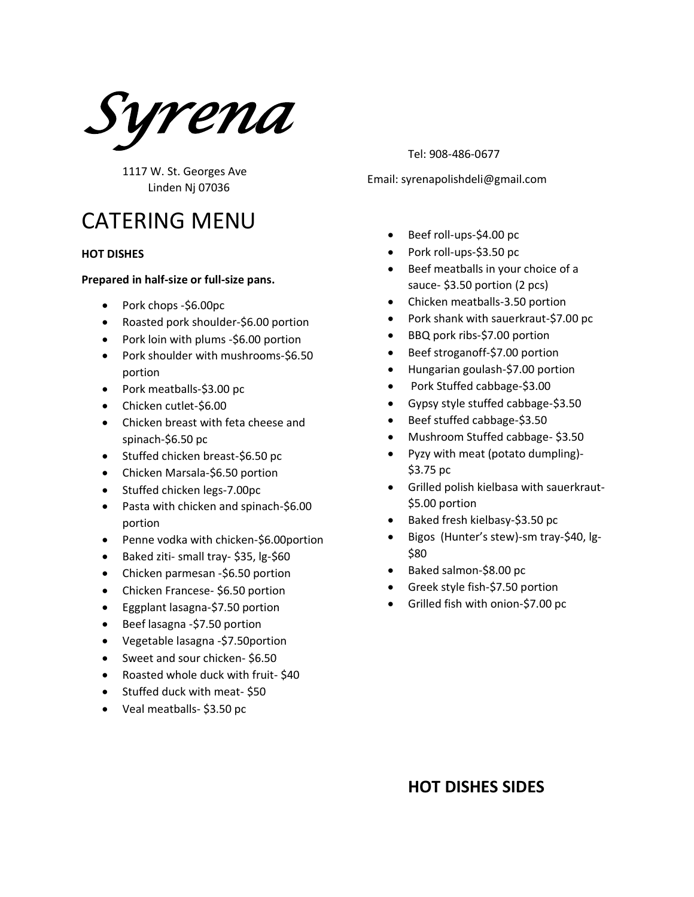# *Syrena*

1117 W. St. Georges Ave
Linden Nj 07036

Tel: 908-486-0677

Email: syrenapolishdeli@gmail.com

## CATERING MENU

**HOT DISHES**

**Prepared in half-size or full-size pans.**

- Pork chops -$6.00pc
- Roasted pork shoulder-$6.00 portion
- Pork loin with plums -$6.00 portion
- Pork shoulder with mushrooms-$6.50 portion
- Pork meatballs-$3.00 pc
- Chicken cutlet-$6.00
- Chicken breast with feta cheese and spinach-$6.50 pc
- Stuffed chicken breast-$6.50 pc
- Chicken Marsala-$6.50 portion
- Stuffed chicken legs-7.00pc
- Pasta with chicken and spinach-$6.00 portion
- Penne vodka with chicken-$6.00portion
- Baked ziti- small tray- $35, lg-$60
- Chicken parmesan -$6.50 portion
- Chicken Francese- $6.50 portion
- Eggplant lasagna-$7.50 portion
- Beef lasagna -$7.50 portion
- Vegetable lasagna -$7.50portion
- Sweet and sour chicken- $6.50
- Roasted whole duck with fruit- $40
- Stuffed duck with meat- $50
- Veal meatballs- $3.50 pc
- Beef roll-ups-$4.00 pc
- Pork roll-ups-$3.50 pc
- Beef meatballs in your choice of a sauce- $3.50 portion (2 pcs)
- Chicken meatballs-3.50 portion
- Pork shank with sauerkraut-$7.00 pc
- BBQ pork ribs-$7.00 portion
- Beef stroganoff-$7.00 portion
- Hungarian goulash-$7.00 portion
- Pork Stuffed cabbage-$3.00
- Gypsy style stuffed cabbage-$3.50
- Beef stuffed cabbage-$3.50
- Mushroom Stuffed cabbage- $3.50
- Pyzy with meat (potato dumpling)- $3.75 pc
- Grilled polish kielbasa with sauerkraut- $5.00 portion
- Baked fresh kielbasy-$3.50 pc
- Bigos (Hunter's stew)-sm tray-$40, lg-$80
- Baked salmon-$8.00 pc
- Greek style fish-$7.50 portion
- Grilled fish with onion-$7.00 pc

**HOT DISHES SIDES**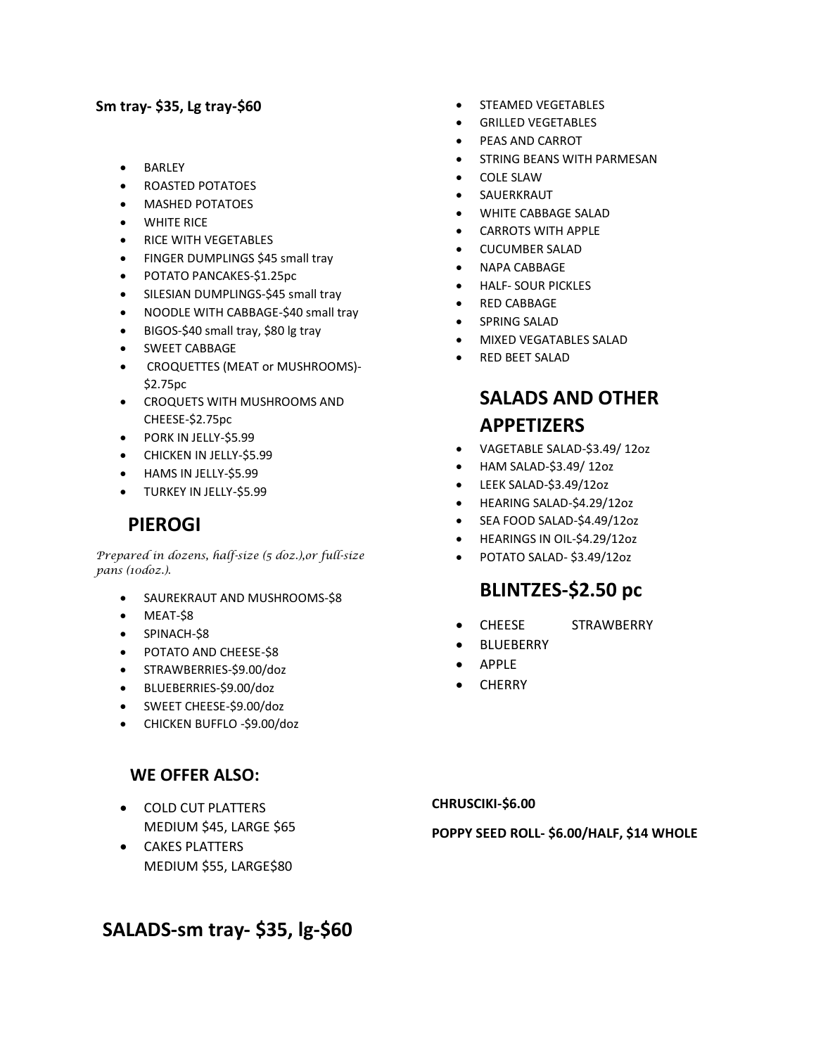**Sm tray- $35, Lg tray-$60**

- BARLEY
- ROASTED POTATOES
- MASHED POTATOES
- WHITE RICE
- RICE WITH VEGETABLES
- FINGER DUMPLINGS $45 small tray
- POTATO PANCAKES-$1.25pc
- SILESIAN DUMPLINGS-$45 small tray
- NOODLE WITH CABBAGE-$40 small tray
- BIGOS-$40 small tray, $80 lg tray
- SWEET CABBAGE
- CROQUETTES (MEAT or MUSHROOMS)-$2.75pc
- CROQUETS WITH MUSHROOMS AND CHEESE-$2.75pc
- PORK IN JELLY-$5.99
- CHICKEN IN JELLY-$5.99
- HAMS IN JELLY-$5.99
- TURKEY IN JELLY-$5.99

## PIEROGI

*Prepared in dozens, half-size (5 doz.),or full-size pans (10doz.).*

- SAUREKRAUT AND MUSHROOMS-$8
- MEAT-$8
- SPINACH-$8
- POTATO AND CHEESE-$8
- STRAWBERRIES-$9.00/doz
- BLUEBERRIES-$9.00/doz
- SWEET CHEESE-$9.00/doz
- CHICKEN BUFFLO -$9.00/doz

### WE OFFER ALSO:

- COLD CUT PLATTERS
  MEDIUM $45, LARGE $65
- CAKES PLATTERS
  MEDIUM $55, LARGE$80

## SALADS-sm tray- $35, lg-$60

- STEAMED VEGETABLES
- GRILLED VEGETABLES
- PEAS AND CARROT
- STRING BEANS WITH PARMESAN
- COLE SLAW
- SAUERKRAUT
- WHITE CABBAGE SALAD
- CARROTS WITH APPLE
- CUCUMBER SALAD
- NAPA CABBAGE
- HALF- SOUR PICKLES
- RED CABBAGE
- SPRING SALAD
- MIXED VEGATABLES SALAD
- RED BEET SALAD

## SALADS AND OTHER APPETIZERS

- VAGETABLE SALAD-$3.49/ 12oz
- HAM SALAD-$3.49/ 12oz
- LEEK SALAD-$3.49/12oz
- HEARING SALAD-$4.29/12oz
- SEA FOOD SALAD-$4.49/12oz
- HEARINGS IN OIL-$4.29/12oz
- POTATO SALAD- $3.49/12oz

## BLINTZES-$2.50 pc

- CHEESE STRAWBERRY
- BLUEBERRY
- APPLE
- CHERRY

**CHRUSCIKI-$6.00**

**POPPY SEED ROLL- $6.00/HALF, $14 WHOLE**